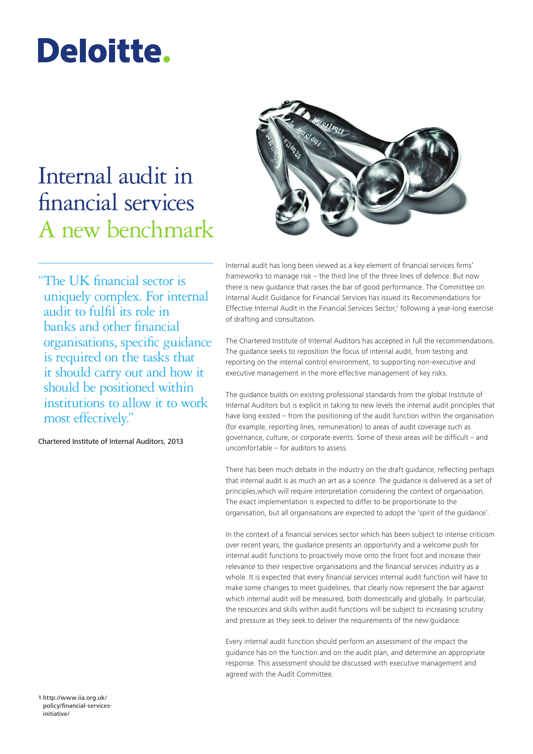Deloitte.

# Internal audit in financial services
## A new benchmark

"The UK financial sector is uniquely complex. For internal audit to fulfil its role in banks and other financial organisations, specific guidance is required on the tasks that it should carry out and how it should be positioned within institutions to allow it to work most effectively."

Chartered Institute of Internal Auditors, 2013

Internal audit has long been viewed as a key element of financial services firms' frameworks to manage risk – the third line of the three lines of defence. But now there is new guidance that raises the bar of good performance. The Committee on Internal Audit Guidance for Financial Services has issued its Recommendations for Effective Internal Audit in the Financial Services Sector,[1] following a year-long exercise of drafting and consultation.

The Chartered Institute of Internal Auditors has accepted in full the recommendations. The guidance seeks to reposition the focus of internal audit, from testing and reporting on the internal control environment, to supporting non-executive and executive management in the more effective management of key risks.

The guidance builds on existing professional standards from the global Institute of Internal Auditors but is explicit in taking to new levels the internal audit principles that have long existed – from the positioning of the audit function within the organisation (for example, reporting lines, remuneration) to areas of audit coverage such as governance, culture, or corporate events. Some of these areas will be difficult – and uncomfortable – for auditors to assess.

There has been much debate in the industry on the draft guidance, reflecting perhaps that internal audit is as much an art as a science. The guidance is delivered as a set of principles,which will require interpretation considering the context of organisation. The exact implementation is expected to differ to be proportionate to the organisation, but all organisations are expected to adopt the 'spirit of the guidance'.

In the context of a financial services sector which has been subject to intense criticism over recent years, the guidance presents an opportunity and a welcome push for internal audit functions to proactively move onto the front foot and increase their relevance to their respective organisations and the financial services industry as a whole. It is expected that every financial services internal audit function will have to make some changes to meet guidelines, that clearly now represent the bar against which internal audit will be measured, both domestically and globally. In particular, the resources and skills within audit functions will be subject to increasing scrutiny and pressure as they seek to deliver the requirements of the new guidance.

Every internal audit function should perform an assessment of the impact the guidance has on the function and on the audit plan, and determine an appropriate response. This assessment should be discussed with executive management and agreed with the Audit Committee.

1 http://www.iia.org.uk/policy/financial-services-initiative/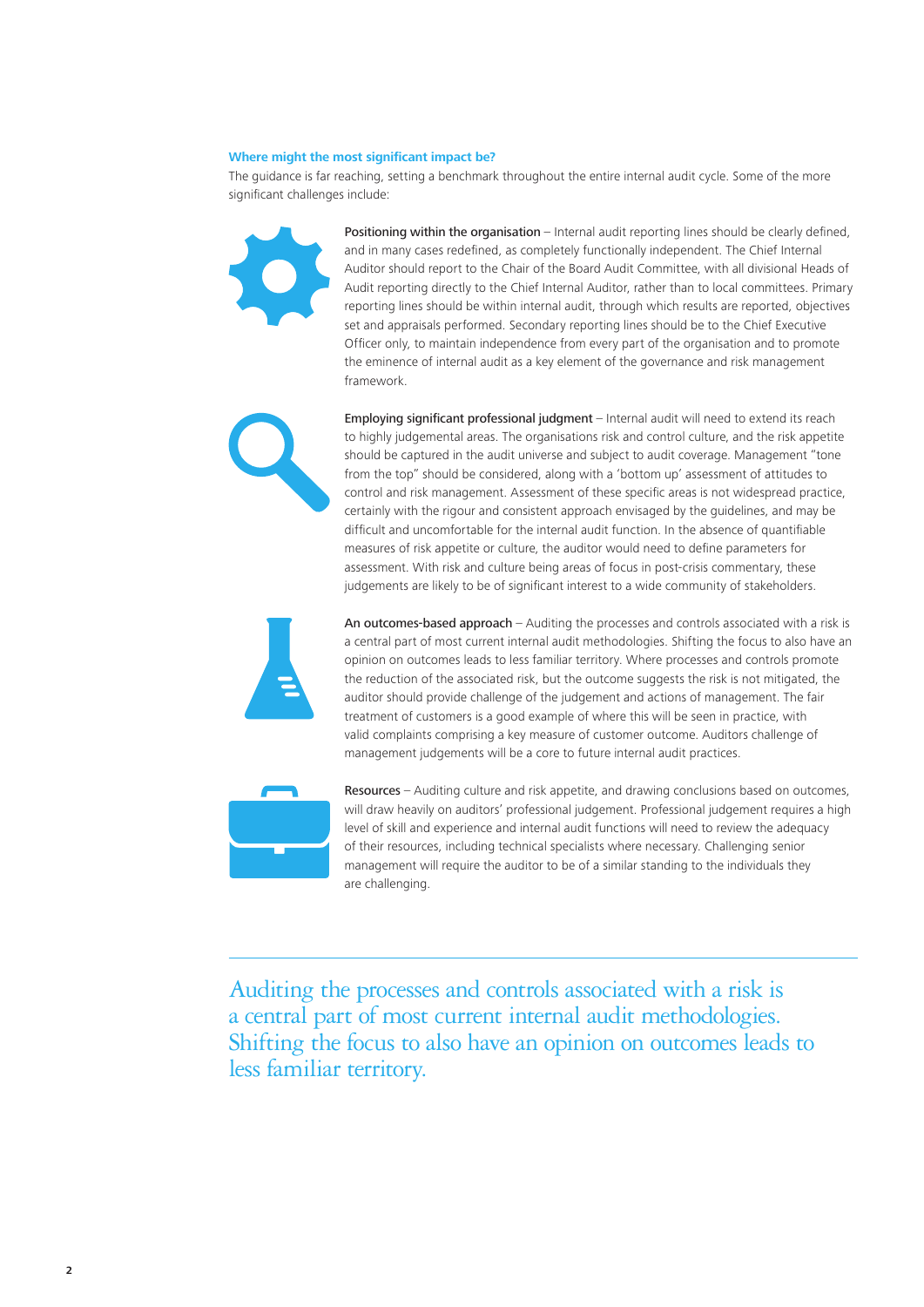### Where might the most significant impact be?

The guidance is far reaching, setting a benchmark throughout the entire internal audit cycle. Some of the more significant challenges include:

**Positioning within the organisation** – Internal audit reporting lines should be clearly defined, and in many cases redefined, as completely functionally independent. The Chief Internal Auditor should report to the Chair of the Board Audit Committee, with all divisional Heads of Audit reporting directly to the Chief Internal Auditor, rather than to local committees. Primary reporting lines should be within internal audit, through which results are reported, objectives set and appraisals performed. Secondary reporting lines should be to the Chief Executive Officer only, to maintain independence from every part of the organisation and to promote the eminence of internal audit as a key element of the governance and risk management framework.

**Employing significant professional judgment** – Internal audit will need to extend its reach to highly judgemental areas. The organisations risk and control culture, and the risk appetite should be captured in the audit universe and subject to audit coverage. Management "tone from the top" should be considered, along with a 'bottom up' assessment of attitudes to control and risk management. Assessment of these specific areas is not widespread practice, certainly with the rigour and consistent approach envisaged by the guidelines, and may be difficult and uncomfortable for the internal audit function. In the absence of quantifiable measures of risk appetite or culture, the auditor would need to define parameters for assessment. With risk and culture being areas of focus in post-crisis commentary, these judgements are likely to be of significant interest to a wide community of stakeholders.

**An outcomes-based approach** – Auditing the processes and controls associated with a risk is a central part of most current internal audit methodologies. Shifting the focus to also have an opinion on outcomes leads to less familiar territory. Where processes and controls promote the reduction of the associated risk, but the outcome suggests the risk is not mitigated, the auditor should provide challenge of the judgement and actions of management. The fair treatment of customers is a good example of where this will be seen in practice, with valid complaints comprising a key measure of customer outcome. Auditors challenge of management judgements will be a core to future internal audit practices.

**Resources** – Auditing culture and risk appetite, and drawing conclusions based on outcomes, will draw heavily on auditors' professional judgement. Professional judgement requires a high level of skill and experience and internal audit functions will need to review the adequacy of their resources, including technical specialists where necessary. Challenging senior management will require the auditor to be of a similar standing to the individuals they are challenging.

---

> Auditing the processes and controls associated with a risk is a central part of most current internal audit methodologies. Shifting the focus to also have an opinion on outcomes leads to less familiar territory.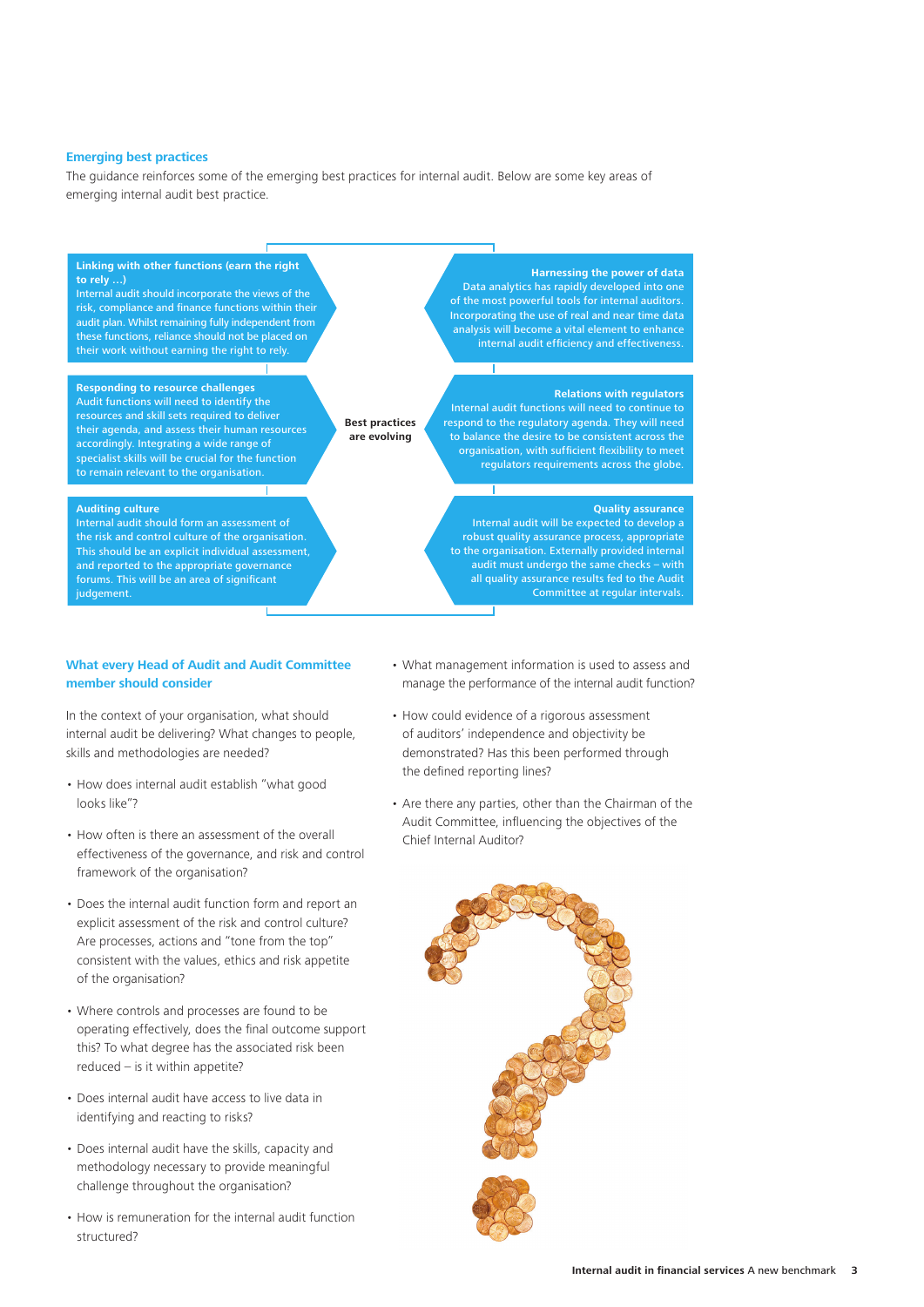### Emerging best practices

The guidance reinforces some of the emerging best practices for internal audit. Below are some key areas of emerging internal audit best practice.

**Best practices are evolving**

**Linking with other functions (earn the right to rely …)**
Internal audit should incorporate the views of the risk, compliance and finance functions within their audit plan. Whilst remaining fully independent from these functions, reliance should not be placed on their work without earning the right to rely.

**Responding to resource challenges**
Audit functions will need to identify the resources and skill sets required to deliver their agenda, and assess their human resources accordingly. Integrating a wide range of specialist skills will be crucial for the function to remain relevant to the organisation.

**Auditing culture**
Internal audit should form an assessment of the risk and control culture of the organisation. This should be an explicit individual assessment, and reported to the appropriate governance forums. This will be an area of significant judgement.

**Harnessing the power of data**
Data analytics has rapidly developed into one of the most powerful tools for internal auditors. Incorporating the use of real and near time data analysis will become a vital element to enhance internal audit efficiency and effectiveness.

**Relations with regulators**
Internal audit functions will need to continue to respond to the regulatory agenda. They will need to balance the desire to be consistent across the organisation, with sufficient flexibility to meet regulators requirements across the globe.

**Quality assurance**
Internal audit will be expected to develop a robust quality assurance process, appropriate to the organisation. Externally provided internal audit must undergo the same checks – with all quality assurance results fed to the Audit Committee at regular intervals.

### What every Head of Audit and Audit Committee member should consider

In the context of your organisation, what should internal audit be delivering? What changes to people, skills and methodologies are needed?

- How does internal audit establish "what good looks like"?
- How often is there an assessment of the overall effectiveness of the governance, and risk and control framework of the organisation?
- Does the internal audit function form and report an explicit assessment of the risk and control culture? Are processes, actions and "tone from the top" consistent with the values, ethics and risk appetite of the organisation?
- Where controls and processes are found to be operating effectively, does the final outcome support this? To what degree has the associated risk been reduced – is it within appetite?
- Does internal audit have access to live data in identifying and reacting to risks?
- Does internal audit have the skills, capacity and methodology necessary to provide meaningful challenge throughout the organisation?
- How is remuneration for the internal audit function structured?
- What management information is used to assess and manage the performance of the internal audit function?
- How could evidence of a rigorous assessment of auditors' independence and objectivity be demonstrated? Has this been performed through the defined reporting lines?
- Are there any parties, other than the Chairman of the Audit Committee, influencing the objectives of the Chief Internal Auditor?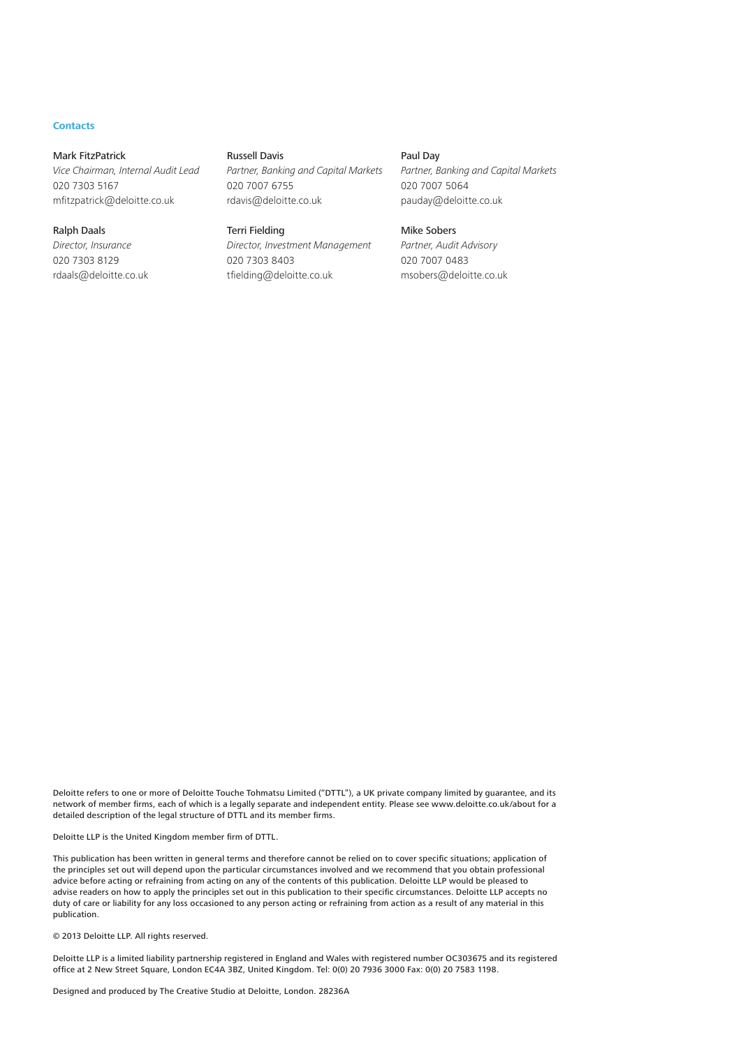## Contacts

**Mark FitzPatrick**
*Vice Chairman, Internal Audit Lead*
020 7303 5167
mfitzpatrick@deloitte.co.uk

**Ralph Daals**
*Director, Insurance*
020 7303 8129
rdaals@deloitte.co.uk

**Russell Davis**
*Partner, Banking and Capital Markets*
020 7007 6755
rdavis@deloitte.co.uk

**Terri Fielding**
*Director, Investment Management*
020 7303 8403
tfielding@deloitte.co.uk

**Paul Day**
*Partner, Banking and Capital Markets*
020 7007 5064
pauday@deloitte.co.uk

**Mike Sobers**
*Partner, Audit Advisory*
020 7007 0483
msobers@deloitte.co.uk

Deloitte refers to one or more of Deloitte Touche Tohmatsu Limited ("DTTL"), a UK private company limited by guarantee, and its network of member firms, each of which is a legally separate and independent entity. Please see www.deloitte.co.uk/about for a detailed description of the legal structure of DTTL and its member firms.

Deloitte LLP is the United Kingdom member firm of DTTL.

This publication has been written in general terms and therefore cannot be relied on to cover specific situations; application of the principles set out will depend upon the particular circumstances involved and we recommend that you obtain professional advice before acting or refraining from acting on any of the contents of this publication. Deloitte LLP would be pleased to advise readers on how to apply the principles set out in this publication to their specific circumstances. Deloitte LLP accepts no duty of care or liability for any loss occasioned to any person acting or refraining from action as a result of any material in this publication.

© 2013 Deloitte LLP. All rights reserved.

Deloitte LLP is a limited liability partnership registered in England and Wales with registered number OC303675 and its registered office at 2 New Street Square, London EC4A 3BZ, United Kingdom. Tel: 0(0) 20 7936 3000 Fax: 0(0) 20 7583 1198.

Designed and produced by The Creative Studio at Deloitte, London. 28236A